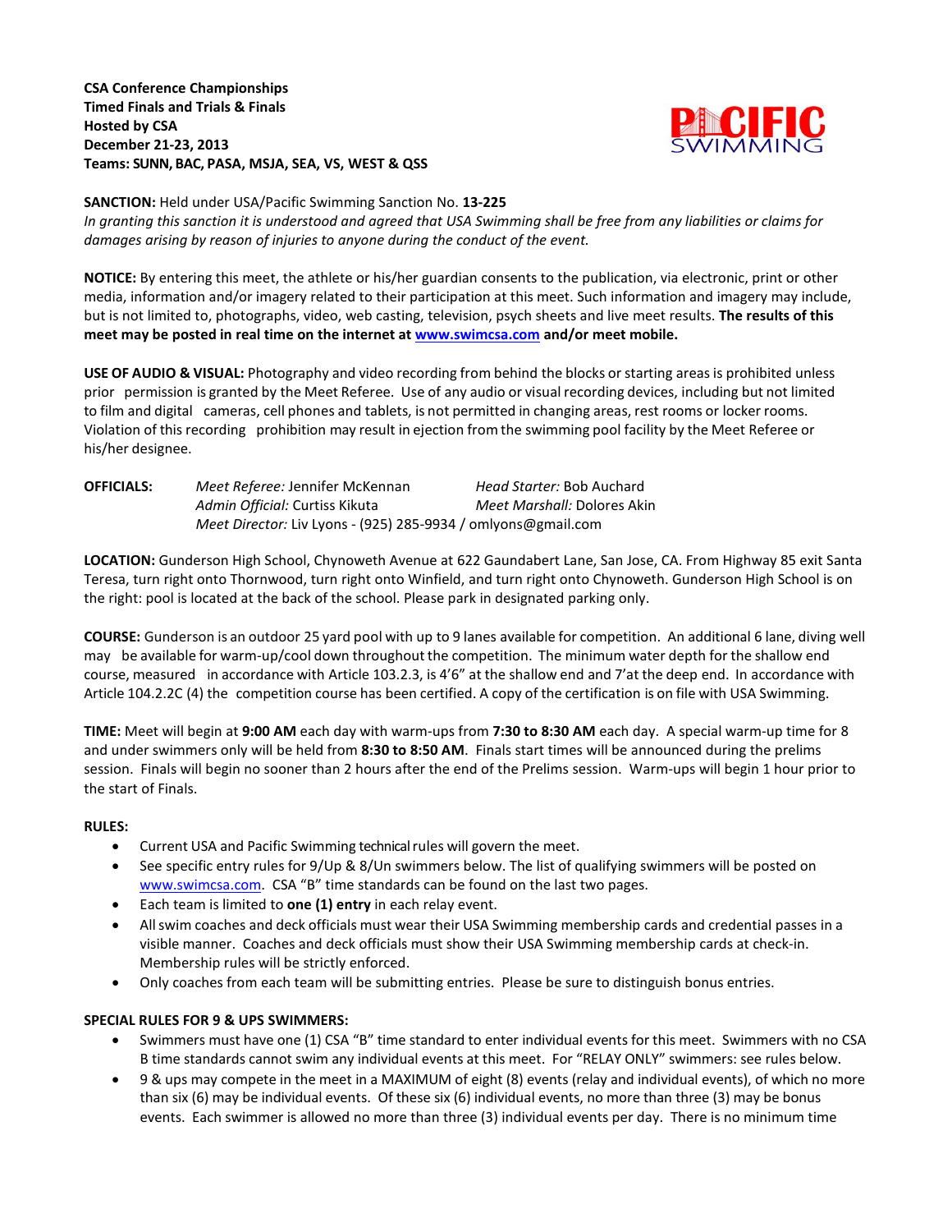**CSA Conference Championships**
**Timed Finals and Trials & Finals**
**Hosted by CSA**
**December 21-23, 2013**
**Teams: SUNN, BAC, PASA, MSJA, SEA, VS, WEST & QSS**

**SANCTION:** Held under USA/Pacific Swimming Sanction No. **13-225**
*In granting this sanction it is understood and agreed that USA Swimming shall be free from any liabilities or claims for damages arising by reason of injuries to anyone during the conduct of the event.*

**NOTICE:** By entering this meet, the athlete or his/her guardian consents to the publication, via electronic, print or other media, information and/or imagery related to their participation at this meet. Such information and imagery may include, but is not limited to, photographs, video, web casting, television, psych sheets and live meet results. **The results of this meet may be posted in real time on the internet at www.swimcsa.com and/or meet mobile.**

**USE OF AUDIO & VISUAL:** Photography and video recording from behind the blocks or starting areas is prohibited unless prior permission is granted by the Meet Referee. Use of any audio or visual recording devices, including but not limited to film and digital cameras, cell phones and tablets, is not permitted in changing areas, rest rooms or locker rooms. Violation of this recording prohibition may result in ejection from the swimming pool facility by the Meet Referee or his/her designee.

**OFFICIALS:** *Meet Referee:* Jennifer McKennan *Head Starter:* Bob Auchard
*Admin Official:* Curtiss Kikuta *Meet Marshall:* Dolores Akin
*Meet Director:* Liv Lyons - (925) 285-9934 / omlyons@gmail.com

**LOCATION:** Gunderson High School, Chynoweth Avenue at 622 Gaundabert Lane, San Jose, CA. From Highway 85 exit Santa Teresa, turn right onto Thornwood, turn right onto Winfield, and turn right onto Chynoweth. Gunderson High School is on the right: pool is located at the back of the school. Please park in designated parking only.

**COURSE:** Gunderson is an outdoor 25 yard pool with up to 9 lanes available for competition. An additional 6 lane, diving well may be available for warm-up/cool down throughout the competition. The minimum water depth for the shallow end course, measured in accordance with Article 103.2.3, is 4'6" at the shallow end and 7'at the deep end. In accordance with Article 104.2.2C (4) the competition course has been certified. A copy of the certification is on file with USA Swimming.

**TIME:** Meet will begin at **9:00 AM** each day with warm-ups from **7:30 to 8:30 AM** each day. A special warm-up time for 8 and under swimmers only will be held from **8:30 to 8:50 AM**. Finals start times will be announced during the prelims session. Finals will begin no sooner than 2 hours after the end of the Prelims session. Warm-ups will begin 1 hour prior to the start of Finals.

**RULES:**

- Current USA and Pacific Swimming technical rules will govern the meet.
- See specific entry rules for 9/Up & 8/Un swimmers below. The list of qualifying swimmers will be posted on www.swimcsa.com. CSA "B" time standards can be found on the last two pages.
- Each team is limited to **one (1) entry** in each relay event.
- All swim coaches and deck officials must wear their USA Swimming membership cards and credential passes in a visible manner. Coaches and deck officials must show their USA Swimming membership cards at check-in. Membership rules will be strictly enforced.
- Only coaches from each team will be submitting entries. Please be sure to distinguish bonus entries.

**SPECIAL RULES FOR 9 & UPS SWIMMERS:**

- Swimmers must have one (1) CSA "B" time standard to enter individual events for this meet. Swimmers with no CSA B time standards cannot swim any individual events at this meet. For "RELAY ONLY" swimmers: see rules below.
- 9 & ups may compete in the meet in a MAXIMUM of eight (8) events (relay and individual events), of which no more than six (6) may be individual events. Of these six (6) individual events, no more than three (3) may be bonus events. Each swimmer is allowed no more than three (3) individual events per day. There is no minimum time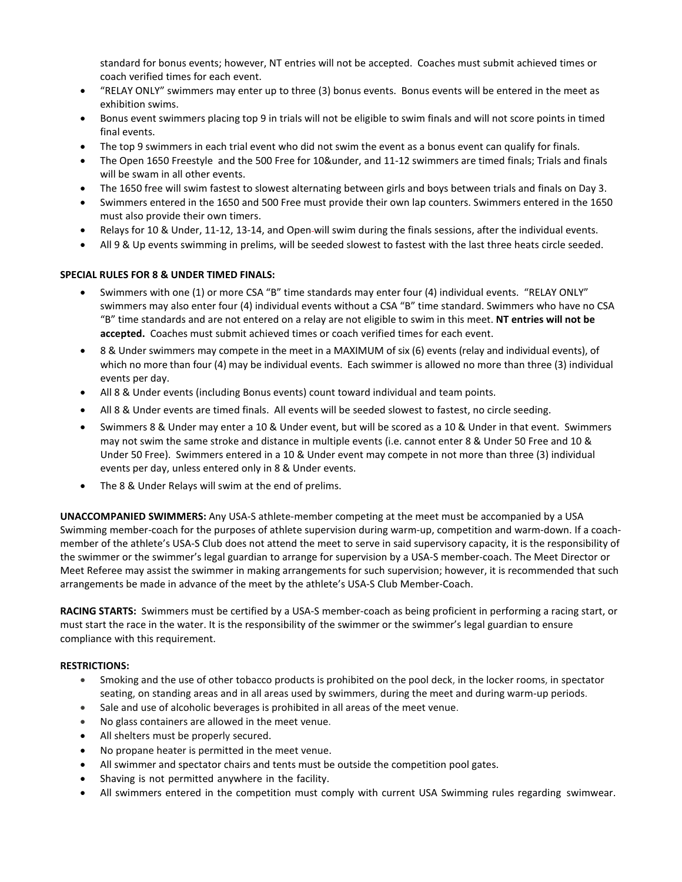standard for bonus events; however, NT entries will not be accepted. Coaches must submit achieved times or coach verified times for each event.

- "RELAY ONLY" swimmers may enter up to three (3) bonus events. Bonus events will be entered in the meet as exhibition swims.
- Bonus event swimmers placing top 9 in trials will not be eligible to swim finals and will not score points in timed final events.
- The top 9 swimmers in each trial event who did not swim the event as a bonus event can qualify for finals.
- The Open 1650 Freestyle and the 500 Free for 10&under, and 11-12 swimmers are timed finals; Trials and finals will be swam in all other events.
- The 1650 free will swim fastest to slowest alternating between girls and boys between trials and finals on Day 3.
- Swimmers entered in the 1650 and 500 Free must provide their own lap counters. Swimmers entered in the 1650 must also provide their own timers.
- Relays for 10 & Under, 11-12, 13-14, and Open will swim during the finals sessions, after the individual events.
- All 9 & Up events swimming in prelims, will be seeded slowest to fastest with the last three heats circle seeded.

**SPECIAL RULES FOR 8 & UNDER TIMED FINALS:**

- Swimmers with one (1) or more CSA "B" time standards may enter four (4) individual events. "RELAY ONLY" swimmers may also enter four (4) individual events without a CSA "B" time standard. Swimmers who have no CSA "B" time standards and are not entered on a relay are not eligible to swim in this meet. **NT entries will not be accepted.** Coaches must submit achieved times or coach verified times for each event.
- 8 & Under swimmers may compete in the meet in a MAXIMUM of six (6) events (relay and individual events), of which no more than four (4) may be individual events. Each swimmer is allowed no more than three (3) individual events per day.
- All 8 & Under events (including Bonus events) count toward individual and team points.
- All 8 & Under events are timed finals. All events will be seeded slowest to fastest, no circle seeding.
- Swimmers 8 & Under may enter a 10 & Under event, but will be scored as a 10 & Under in that event. Swimmers may not swim the same stroke and distance in multiple events (i.e. cannot enter 8 & Under 50 Free and 10 & Under 50 Free). Swimmers entered in a 10 & Under event may compete in not more than three (3) individual events per day, unless entered only in 8 & Under events.
- The 8 & Under Relays will swim at the end of prelims.

**UNACCOMPANIED SWIMMERS:** Any USA-S athlete-member competing at the meet must be accompanied by a USA Swimming member-coach for the purposes of athlete supervision during warm-up, competition and warm-down. If a coach-member of the athlete's USA-S Club does not attend the meet to serve in said supervisory capacity, it is the responsibility of the swimmer or the swimmer's legal guardian to arrange for supervision by a USA-S member-coach. The Meet Director or Meet Referee may assist the swimmer in making arrangements for such supervision; however, it is recommended that such arrangements be made in advance of the meet by the athlete's USA-S Club Member-Coach.

**RACING STARTS:** Swimmers must be certified by a USA-S member-coach as being proficient in performing a racing start, or must start the race in the water. It is the responsibility of the swimmer or the swimmer's legal guardian to ensure compliance with this requirement.

**RESTRICTIONS:**

- Smoking and the use of other tobacco products is prohibited on the pool deck, in the locker rooms, in spectator seating, on standing areas and in all areas used by swimmers, during the meet and during warm-up periods.
- Sale and use of alcoholic beverages is prohibited in all areas of the meet venue.
- No glass containers are allowed in the meet venue.
- All shelters must be properly secured.
- No propane heater is permitted in the meet venue.
- All swimmer and spectator chairs and tents must be outside the competition pool gates.
- Shaving is not permitted anywhere in the facility.
- All swimmers entered in the competition must comply with current USA Swimming rules regarding swimwear.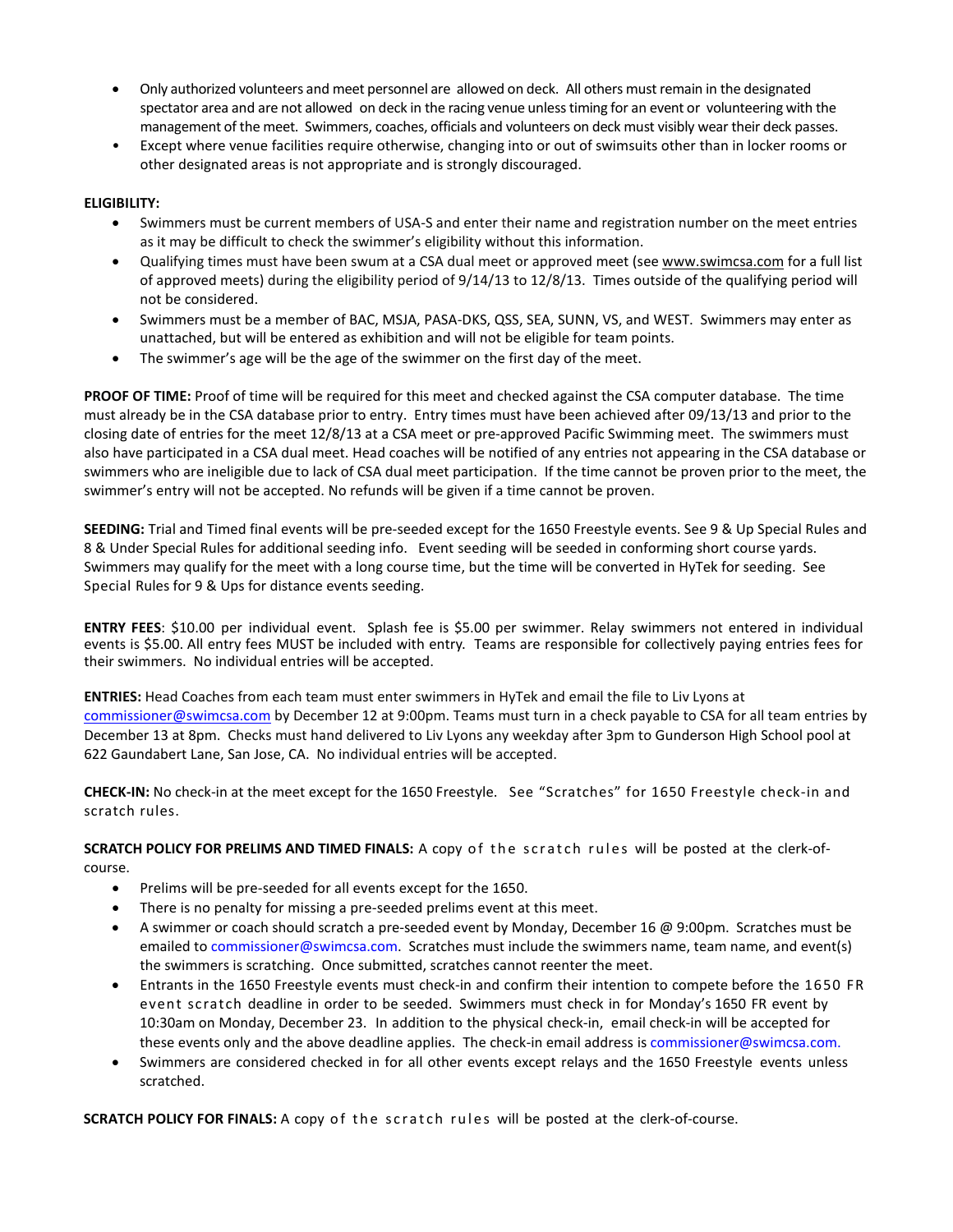- Only authorized volunteers and meet personnel are allowed on deck. All others must remain in the designated spectator area and are not allowed on deck in the racing venue unless timing for an event or volunteering with the management of the meet. Swimmers, coaches, officials and volunteers on deck must visibly wear their deck passes.
- Except where venue facilities require otherwise, changing into or out of swimsuits other than in locker rooms or other designated areas is not appropriate and is strongly discouraged.

**ELIGIBILITY:**

- Swimmers must be current members of USA-S and enter their name and registration number on the meet entries as it may be difficult to check the swimmer's eligibility without this information.
- Qualifying times must have been swum at a CSA dual meet or approved meet (see www.swimcsa.com for a full list of approved meets) during the eligibility period of 9/14/13 to 12/8/13. Times outside of the qualifying period will not be considered.
- Swimmers must be a member of BAC, MSJA, PASA-DKS, QSS, SEA, SUNN, VS, and WEST. Swimmers may enter as unattached, but will be entered as exhibition and will not be eligible for team points.
- The swimmer's age will be the age of the swimmer on the first day of the meet.

**PROOF OF TIME:** Proof of time will be required for this meet and checked against the CSA computer database. The time must already be in the CSA database prior to entry. Entry times must have been achieved after 09/13/13 and prior to the closing date of entries for the meet 12/8/13 at a CSA meet or pre-approved Pacific Swimming meet. The swimmers must also have participated in a CSA dual meet. Head coaches will be notified of any entries not appearing in the CSA database or swimmers who are ineligible due to lack of CSA dual meet participation. If the time cannot be proven prior to the meet, the swimmer's entry will not be accepted. No refunds will be given if a time cannot be proven.

**SEEDING:** Trial and Timed final events will be pre-seeded except for the 1650 Freestyle events. See 9 & Up Special Rules and 8 & Under Special Rules for additional seeding info. Event seeding will be seeded in conforming short course yards. Swimmers may qualify for the meet with a long course time, but the time will be converted in HyTek for seeding. See Special Rules for 9 & Ups for distance events seeding.

**ENTRY FEES**: $10.00 per individual event. Splash fee is $5.00 per swimmer. Relay swimmers not entered in individual events is $5.00. All entry fees MUST be included with entry. Teams are responsible for collectively paying entries fees for their swimmers. No individual entries will be accepted.

**ENTRIES:** Head Coaches from each team must enter swimmers in HyTek and email the file to Liv Lyons at commissioner@swimcsa.com by December 12 at 9:00pm. Teams must turn in a check payable to CSA for all team entries by December 13 at 8pm. Checks must hand delivered to Liv Lyons any weekday after 3pm to Gunderson High School pool at 622 Gaundabert Lane, San Jose, CA. No individual entries will be accepted.

**CHECK-IN:** No check-in at the meet except for the 1650 Freestyle. See "Scratches" for 1650 Freestyle check-in and scratch rules.

**SCRATCH POLICY FOR PRELIMS AND TIMED FINALS:** A copy of the scratch rules will be posted at the clerk-of-course.

- Prelims will be pre-seeded for all events except for the 1650.
- There is no penalty for missing a pre-seeded prelims event at this meet.
- A swimmer or coach should scratch a pre-seeded event by Monday, December 16 @ 9:00pm. Scratches must be emailed to commissioner@swimcsa.com. Scratches must include the swimmers name, team name, and event(s) the swimmers is scratching. Once submitted, scratches cannot reenter the meet.
- Entrants in the 1650 Freestyle events must check-in and confirm their intention to compete before the 1650 FR event scratch deadline in order to be seeded. Swimmers must check in for Monday's 1650 FR event by 10:30am on Monday, December 23. In addition to the physical check-in, email check-in will be accepted for these events only and the above deadline applies. The check-in email address is commissioner@swimcsa.com.
- Swimmers are considered checked in for all other events except relays and the 1650 Freestyle events unless scratched.

**SCRATCH POLICY FOR FINALS:** A copy of the scratch rules will be posted at the clerk-of-course.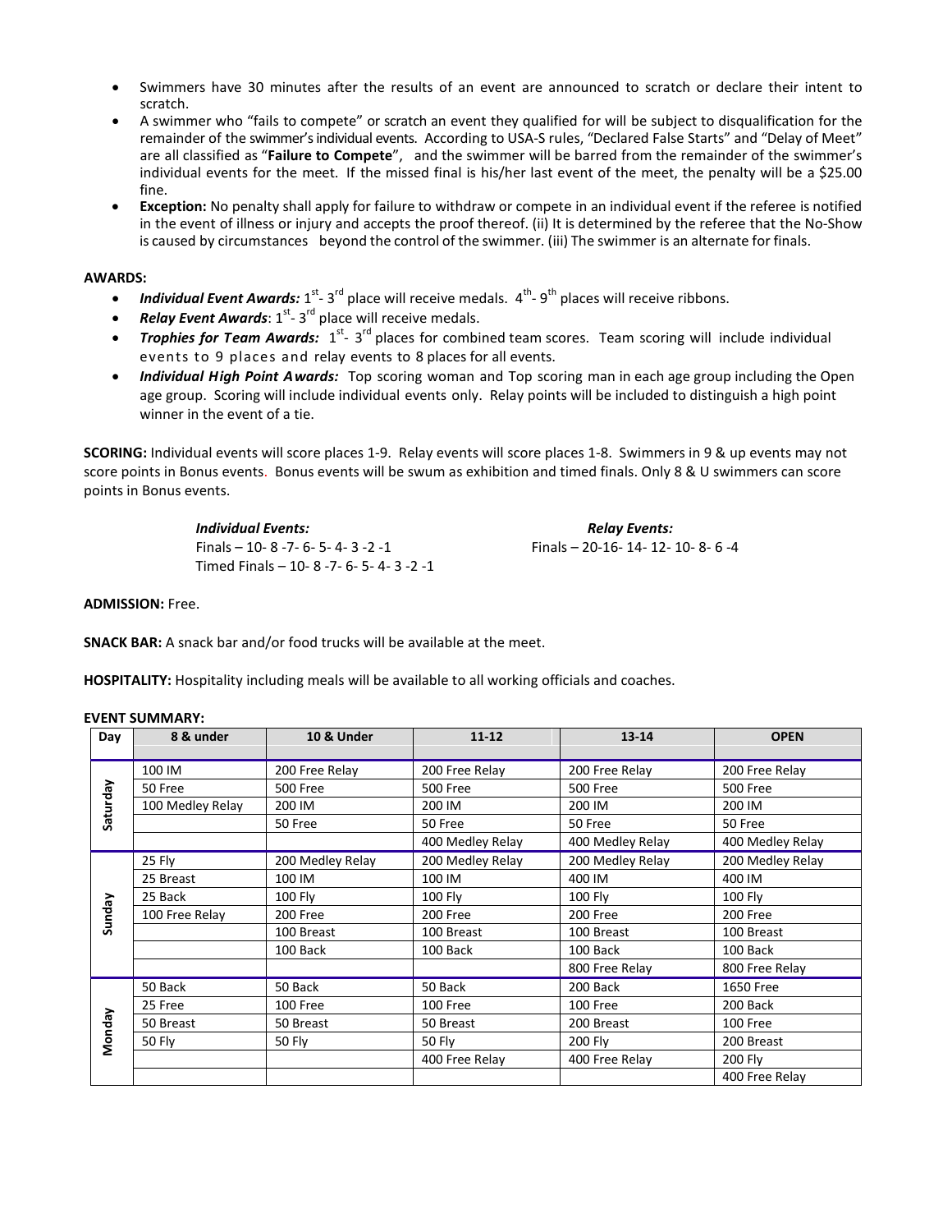- Swimmers have 30 minutes after the results of an event are announced to scratch or declare their intent to scratch.
- A swimmer who "fails to compete" or scratch an event they qualified for will be subject to disqualification for the remainder of the swimmer's individual events. According to USA-S rules, "Declared False Starts" and "Delay of Meet" are all classified as "**Failure to Compete**", and the swimmer will be barred from the remainder of the swimmer's individual events for the meet. If the missed final is his/her last event of the meet, the penalty will be a $25.00 fine.
- **Exception:** No penalty shall apply for failure to withdraw or compete in an individual event if the referee is notified in the event of illness or injury and accepts the proof thereof. (ii) It is determined by the referee that the No-Show is caused by circumstances beyond the control of the swimmer. (iii) The swimmer is an alternate for finals.

**AWARDS:**

- ***Individual Event Awards:*** 1st- 3rd place will receive medals. 4th- 9th places will receive ribbons.
- ***Relay Event Awards***: 1st- 3rd place will receive medals.
- ***Trophies for Team Awards:*** 1st- 3rd places for combined team scores. Team scoring will include individual events to 9 places and relay events to 8 places for all events.
- ***Individual High Point Awards:*** Top scoring woman and Top scoring man in each age group including the Open age group. Scoring will include individual events only. Relay points will be included to distinguish a high point winner in the event of a tie.

**SCORING:** Individual events will score places 1-9. Relay events will score places 1-8. Swimmers in 9 & up events may not score points in Bonus events. Bonus events will be swum as exhibition and timed finals. Only 8 & U swimmers can score points in Bonus events.

***Individual Events:***
Finals – 10- 8 -7- 6- 5- 4- 3 -2 -1
Timed Finals – 10- 8 -7- 6- 5- 4- 3 -2 -1

***Relay Events:***
Finals – 20-16- 14- 12- 10- 8- 6 -4

**ADMISSION:** Free.

**SNACK BAR:** A snack bar and/or food trucks will be available at the meet.

**HOSPITALITY:** Hospitality including meals will be available to all working officials and coaches.

**EVENT SUMMARY:**

| Day | 8 & under | 10 & Under | 11-12 | 13-14 | OPEN |
|---|---|---|---|---|---|
| Saturday | 100 IM | 200 Free Relay | 200 Free Relay | 200 Free Relay | 200 Free Relay |
| | 50 Free | 500 Free | 500 Free | 500 Free | 500 Free |
| | 100 Medley Relay | 200 IM | 200 IM | 200 IM | 200 IM |
| | | 50 Free | 50 Free | 50 Free | 50 Free |
| | | | 400 Medley Relay | 400 Medley Relay | 400 Medley Relay |
| Sunday | 25 Fly | 200 Medley Relay | 200 Medley Relay | 200 Medley Relay | 200 Medley Relay |
| | 25 Breast | 100 IM | 100 IM | 400 IM | 400 IM |
| | 25 Back | 100 Fly | 100 Fly | 100 Fly | 100 Fly |
| | 100 Free Relay | 200 Free | 200 Free | 200 Free | 200 Free |
| | | 100 Breast | 100 Breast | 100 Breast | 100 Breast |
| | | 100 Back | 100 Back | 100 Back | 100 Back |
| | | | | 800 Free Relay | 800 Free Relay |
| Monday | 50 Back | 50 Back | 50 Back | 200 Back | 1650 Free |
| | 25 Free | 100 Free | 100 Free | 100 Free | 200 Back |
| | 50 Breast | 50 Breast | 50 Breast | 200 Breast | 100 Free |
| | 50 Fly | 50 Fly | 50 Fly | 200 Fly | 200 Breast |
| | | | 400 Free Relay | 400 Free Relay | 200 Fly |
| | | | | | 400 Free Relay |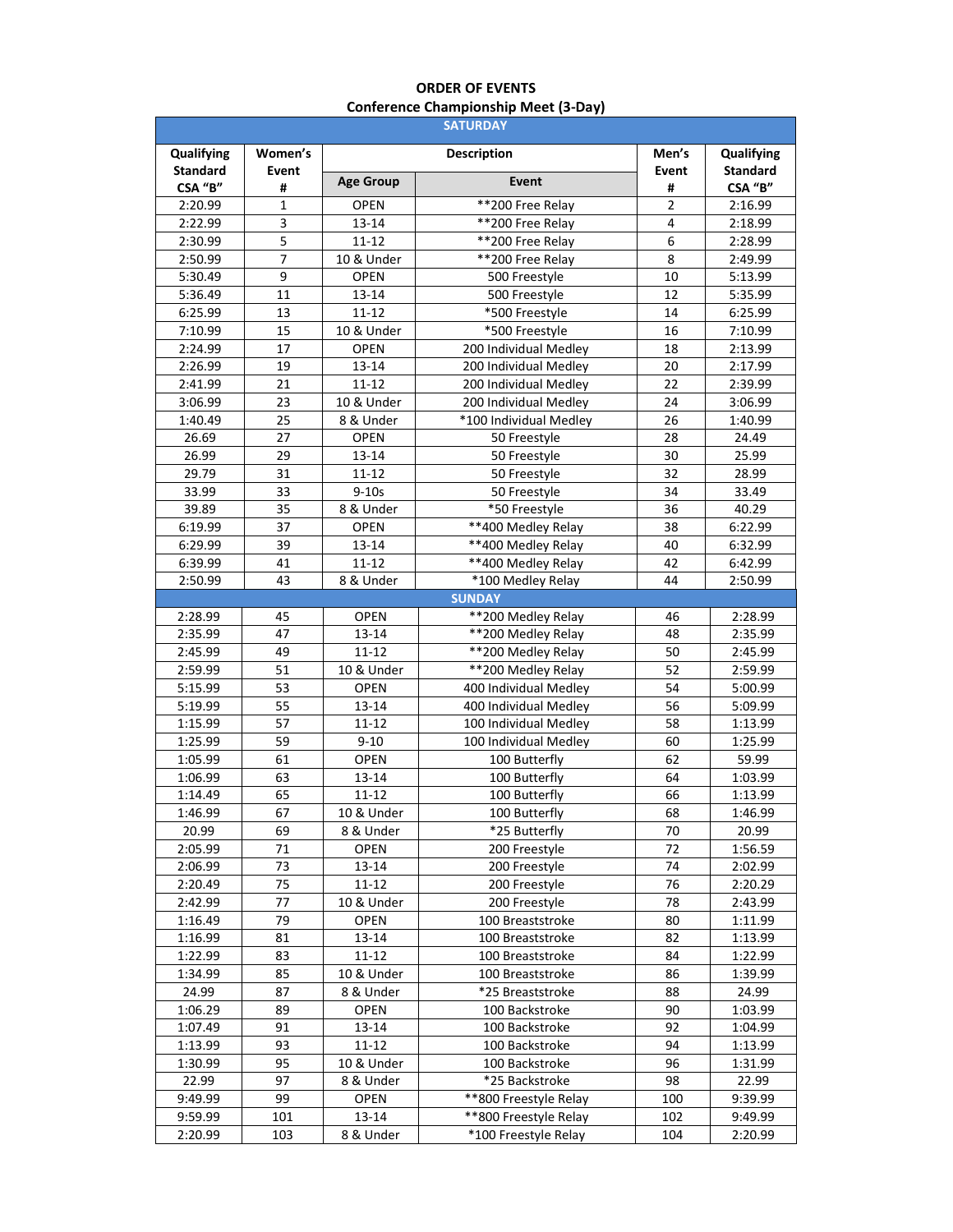**ORDER OF EVENTS**
**Conference Championship Meet (3-Day)**

| Qualifying Standard CSA "B" | Women's Event # | Description | | Men's Event # | Qualifying Standard CSA "B" |
|---|---|---|---|---|---|
| | | Age Group | Event | | |
| **SATURDAY** | | | | | |
| 2:20.99 | 1 | OPEN | **200 Free Relay | 2 | 2:16.99 |
| 2:22.99 | 3 | 13-14 | **200 Free Relay | 4 | 2:18.99 |
| 2:30.99 | 5 | 11-12 | **200 Free Relay | 6 | 2:28.99 |
| 2:50.99 | 7 | 10 & Under | **200 Free Relay | 8 | 2:49.99 |
| 5:30.49 | 9 | OPEN | 500 Freestyle | 10 | 5:13.99 |
| 5:36.49 | 11 | 13-14 | 500 Freestyle | 12 | 5:35.99 |
| 6:25.99 | 13 | 11-12 | *500 Freestyle | 14 | 6:25.99 |
| 7:10.99 | 15 | 10 & Under | *500 Freestyle | 16 | 7:10.99 |
| 2:24.99 | 17 | OPEN | 200 Individual Medley | 18 | 2:13.99 |
| 2:26.99 | 19 | 13-14 | 200 Individual Medley | 20 | 2:17.99 |
| 2:41.99 | 21 | 11-12 | 200 Individual Medley | 22 | 2:39.99 |
| 3:06.99 | 23 | 10 & Under | 200 Individual Medley | 24 | 3:06.99 |
| 1:40.49 | 25 | 8 & Under | *100 Individual Medley | 26 | 1:40.99 |
| 26.69 | 27 | OPEN | 50 Freestyle | 28 | 24.49 |
| 26.99 | 29 | 13-14 | 50 Freestyle | 30 | 25.99 |
| 29.79 | 31 | 11-12 | 50 Freestyle | 32 | 28.99 |
| 33.99 | 33 | 9-10s | 50 Freestyle | 34 | 33.49 |
| 39.89 | 35 | 8 & Under | *50 Freestyle | 36 | 40.29 |
| 6:19.99 | 37 | OPEN | **400 Medley Relay | 38 | 6:22.99 |
| 6:29.99 | 39 | 13-14 | **400 Medley Relay | 40 | 6:32.99 |
| 6:39.99 | 41 | 11-12 | **400 Medley Relay | 42 | 6:42.99 |
| 2:50.99 | 43 | 8 & Under | *100 Medley Relay | 44 | 2:50.99 |
| **SUNDAY** | | | | | |
| 2:28.99 | 45 | OPEN | **200 Medley Relay | 46 | 2:28.99 |
| 2:35.99 | 47 | 13-14 | **200 Medley Relay | 48 | 2:35.99 |
| 2:45.99 | 49 | 11-12 | **200 Medley Relay | 50 | 2:45.99 |
| 2:59.99 | 51 | 10 & Under | **200 Medley Relay | 52 | 2:59.99 |
| 5:15.99 | 53 | OPEN | 400 Individual Medley | 54 | 5:00.99 |
| 5:19.99 | 55 | 13-14 | 400 Individual Medley | 56 | 5:09.99 |
| 1:15.99 | 57 | 11-12 | 100 Individual Medley | 58 | 1:13.99 |
| 1:25.99 | 59 | 9-10 | 100 Individual Medley | 60 | 1:25.99 |
| 1:05.99 | 61 | OPEN | 100 Butterfly | 62 | 59.99 |
| 1:06.99 | 63 | 13-14 | 100 Butterfly | 64 | 1:03.99 |
| 1:14.49 | 65 | 11-12 | 100 Butterfly | 66 | 1:13.99 |
| 1:46.99 | 67 | 10 & Under | 100 Butterfly | 68 | 1:46.99 |
| 20.99 | 69 | 8 & Under | *25 Butterfly | 70 | 20.99 |
| 2:05.99 | 71 | OPEN | 200 Freestyle | 72 | 1:56.59 |
| 2:06.99 | 73 | 13-14 | 200 Freestyle | 74 | 2:02.99 |
| 2:20.49 | 75 | 11-12 | 200 Freestyle | 76 | 2:20.29 |
| 2:42.99 | 77 | 10 & Under | 200 Freestyle | 78 | 2:43.99 |
| 1:16.49 | 79 | OPEN | 100 Breaststroke | 80 | 1:11.99 |
| 1:16.99 | 81 | 13-14 | 100 Breaststroke | 82 | 1:13.99 |
| 1:22.99 | 83 | 11-12 | 100 Breaststroke | 84 | 1:22.99 |
| 1:34.99 | 85 | 10 & Under | 100 Breaststroke | 86 | 1:39.99 |
| 24.99 | 87 | 8 & Under | *25 Breaststroke | 88 | 24.99 |
| 1:06.29 | 89 | OPEN | 100 Backstroke | 90 | 1:03.99 |
| 1:07.49 | 91 | 13-14 | 100 Backstroke | 92 | 1:04.99 |
| 1:13.99 | 93 | 11-12 | 100 Backstroke | 94 | 1:13.99 |
| 1:30.99 | 95 | 10 & Under | 100 Backstroke | 96 | 1:31.99 |
| 22.99 | 97 | 8 & Under | *25 Backstroke | 98 | 22.99 |
| 9:49.99 | 99 | OPEN | **800 Freestyle Relay | 100 | 9:39.99 |
| 9:59.99 | 101 | 13-14 | **800 Freestyle Relay | 102 | 9:49.99 |
| 2:20.99 | 103 | 8 & Under | *100 Freestyle Relay | 104 | 2:20.99 |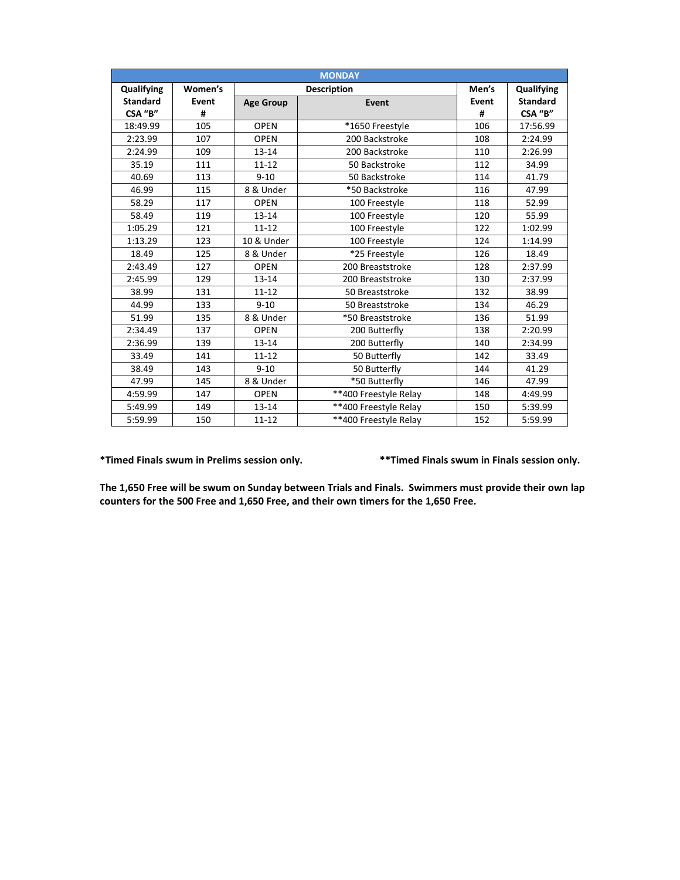| MONDAY | | | | | |
|---|---|---|---|---|---|
| Qualifying Standard CSA "B" | Women's Event # | Description | | Men's Event # | Qualifying Standard CSA "B" |
| | | Age Group | Event | | |
| 18:49.99 | 105 | OPEN | *1650 Freestyle | 106 | 17:56.99 |
| 2:23.99 | 107 | OPEN | 200 Backstroke | 108 | 2:24.99 |
| 2:24.99 | 109 | 13-14 | 200 Backstroke | 110 | 2:26.99 |
| 35.19 | 111 | 11-12 | 50 Backstroke | 112 | 34.99 |
| 40.69 | 113 | 9-10 | 50 Backstroke | 114 | 41.79 |
| 46.99 | 115 | 8 & Under | *50 Backstroke | 116 | 47.99 |
| 58.29 | 117 | OPEN | 100 Freestyle | 118 | 52.99 |
| 58.49 | 119 | 13-14 | 100 Freestyle | 120 | 55.99 |
| 1:05.29 | 121 | 11-12 | 100 Freestyle | 122 | 1:02.99 |
| 1:13.29 | 123 | 10 & Under | 100 Freestyle | 124 | 1:14.99 |
| 18.49 | 125 | 8 & Under | *25 Freestyle | 126 | 18.49 |
| 2:43.49 | 127 | OPEN | 200 Breaststroke | 128 | 2:37.99 |
| 2:45.99 | 129 | 13-14 | 200 Breaststroke | 130 | 2:37.99 |
| 38.99 | 131 | 11-12 | 50 Breaststroke | 132 | 38.99 |
| 44.99 | 133 | 9-10 | 50 Breaststroke | 134 | 46.29 |
| 51.99 | 135 | 8 & Under | *50 Breaststroke | 136 | 51.99 |
| 2:34.49 | 137 | OPEN | 200 Butterfly | 138 | 2:20.99 |
| 2:36.99 | 139 | 13-14 | 200 Butterfly | 140 | 2:34.99 |
| 33.49 | 141 | 11-12 | 50 Butterfly | 142 | 33.49 |
| 38.49 | 143 | 9-10 | 50 Butterfly | 144 | 41.29 |
| 47.99 | 145 | 8 & Under | *50 Butterfly | 146 | 47.99 |
| 4:59.99 | 147 | OPEN | **400 Freestyle Relay | 148 | 4:49.99 |
| 5:49.99 | 149 | 13-14 | **400 Freestyle Relay | 150 | 5:39.99 |
| 5:59.99 | 150 | 11-12 | **400 Freestyle Relay | 152 | 5:59.99 |

**\*Timed Finals swum in Prelims session only.**

**\*\*Timed Finals swum in Finals session only.**

**The 1,650 Free will be swum on Sunday between Trials and Finals. Swimmers must provide their own lap counters for the 500 Free and 1,650 Free, and their own timers for the 1,650 Free.**